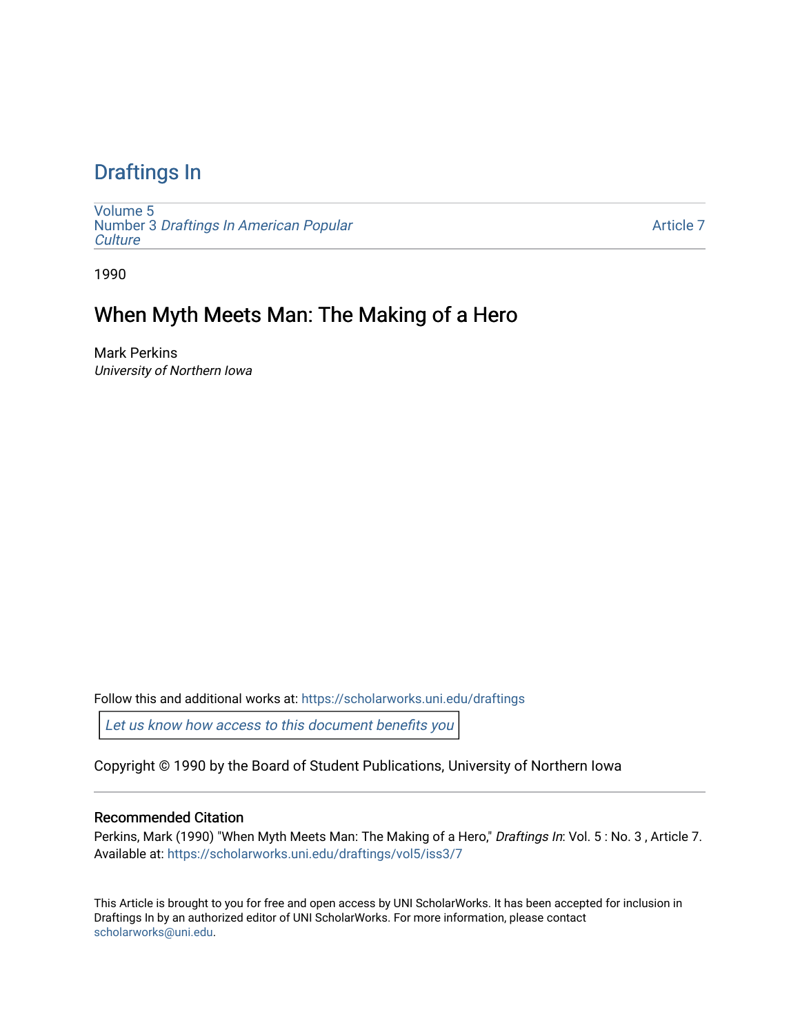# Draftings In

Volume 5
Number 3 *Draftings In American Popular Culture*

Article 7

1990

## When Myth Meets Man: The Making of a Hero

Mark Perkins
*University of Northern Iowa*

Follow this and additional works at: https://scholarworks.uni.edu/draftings

*Let us know how access to this document benefits you*

Copyright © 1990 by the Board of Student Publications, University of Northern Iowa

### Recommended Citation

Perkins, Mark (1990) "When Myth Meets Man: The Making of a Hero," *Draftings In*: Vol. 5 : No. 3 , Article 7.
Available at: https://scholarworks.uni.edu/draftings/vol5/iss3/7

This Article is brought to you for free and open access by UNI ScholarWorks. It has been accepted for inclusion in Draftings In by an authorized editor of UNI ScholarWorks. For more information, please contact scholarworks@uni.edu.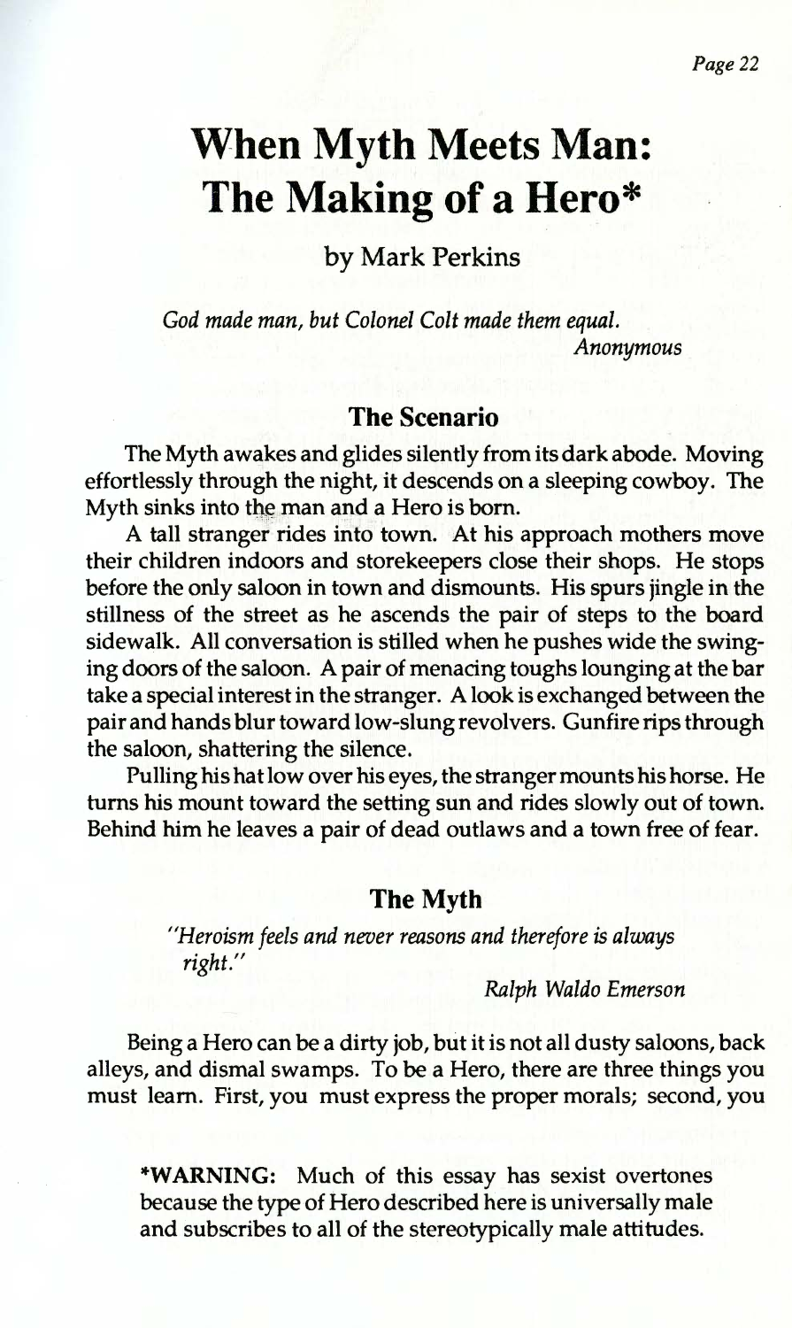# When Myth Meets Man: The Making of a Hero*

by Mark Perkins

*God made man, but Colonel Colt made them equal.*
*Anonymous*

## The Scenario

The Myth awakes and glides silently from its dark abode. Moving effortlessly through the night, it descends on a sleeping cowboy. The Myth sinks into the man and a Hero is born.

A tall stranger rides into town. At his approach mothers move their children indoors and storekeepers close their shops. He stops before the only saloon in town and dismounts. His spurs jingle in the stillness of the street as he ascends the pair of steps to the board sidewalk. All conversation is stilled when he pushes wide the swinging doors of the saloon. A pair of menacing toughs lounging at the bar take a special interest in the stranger. A look is exchanged between the pair and hands blur toward low-slung revolvers. Gunfire rips through the saloon, shattering the silence.

Pulling his hat low over his eyes, the stranger mounts his horse. He turns his mount toward the setting sun and rides slowly out of town. Behind him he leaves a pair of dead outlaws and a town free of fear.

## The Myth

*"Heroism feels and never reasons and therefore is always right."*
*Ralph Waldo Emerson*

Being a Hero can be a dirty job, but it is not all dusty saloons, back alleys, and dismal swamps. To be a Hero, there are three things you must learn. First, you must express the proper morals; second, you

***WARNING:** Much of this essay has sexist overtones because the type of Hero described here is universally male and subscribes to all of the stereotypically male attitudes.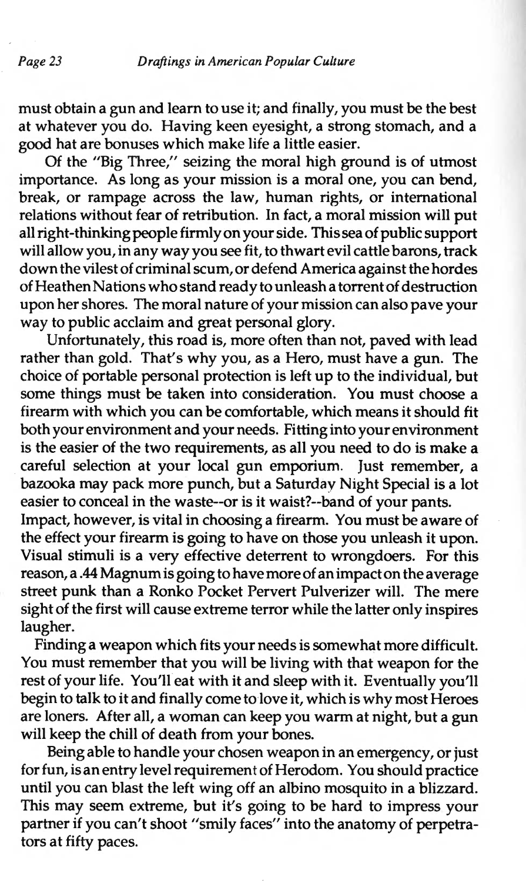must obtain a gun and learn to use it; and finally, you must be the best at whatever you do. Having keen eyesight, a strong stomach, and a good hat are bonuses which make life a little easier.

Of the "Big Three," seizing the moral high ground is of utmost importance. As long as your mission is a moral one, you can bend, break, or rampage across the law, human rights, or international relations without fear of retribution. In fact, a moral mission will put all right-thinking people firmly on your side. This sea of public support will allow you, in any way you see fit, to thwart evil cattle barons, track down the vilest of criminal scum, or defend America against the hordes of Heathen Nations who stand ready to unleash a torrent of destruction upon her shores. The moral nature of your mission can also pave your way to public acclaim and great personal glory.

Unfortunately, this road is, more often than not, paved with lead rather than gold. That's why you, as a Hero, must have a gun. The choice of portable personal protection is left up to the individual, but some things must be taken into consideration. You must choose a firearm with which you can be comfortable, which means it should fit both your environment and your needs. Fitting into your environment is the easier of the two requirements, as all you need to do is make a careful selection at your local gun emporium. Just remember, a bazooka may pack more punch, but a Saturday Night Special is a lot easier to conceal in the waste--or is it waist?--band of your pants.

Impact, however, is vital in choosing a firearm. You must be aware of the effect your firearm is going to have on those you unleash it upon. Visual stimuli is a very effective deterrent to wrongdoers. For this reason, a .44 Magnum is going to have more of an impact on the average street punk than a Ronko Pocket Pervert Pulverizer will. The mere sight of the first will cause extreme terror while the latter only inspires laugher.

Finding a weapon which fits your needs is somewhat more difficult. You must remember that you will be living with that weapon for the rest of your life. You'll eat with it and sleep with it. Eventually you'll begin to talk to it and finally come to love it, which is why most Heroes are loners. After all, a woman can keep you warm at night, but a gun will keep the chill of death from your bones.

Being able to handle your chosen weapon in an emergency, or just for fun, is an entry level requirement of Herodom. You should practice until you can blast the left wing off an albino mosquito in a blizzard. This may seem extreme, but it's going to be hard to impress your partner if you can't shoot "smily faces" into the anatomy of perpetrators at fifty paces.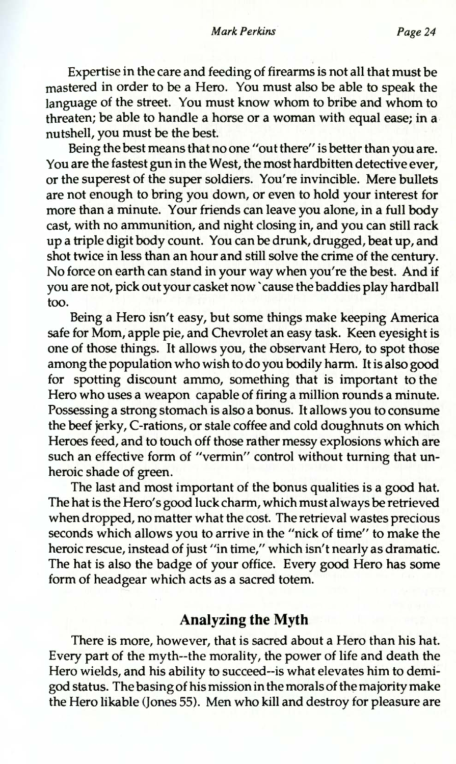Expertise in the care and feeding of firearms is not all that must be mastered in order to be a Hero. You must also be able to speak the language of the street. You must know whom to bribe and whom to threaten; be able to handle a horse or a woman with equal ease; in a nutshell, you must be the best.

Being the best means that no one "out there" is better than you are. You are the fastest gun in the West, the most hardbitten detective ever, or the superest of the super soldiers. You're invincible. Mere bullets are not enough to bring you down, or even to hold your interest for more than a minute. Your friends can leave you alone, in a full body cast, with no ammunition, and night closing in, and you can still rack up a triple digit body count. You can be drunk, drugged, beat up, and shot twice in less than an hour and still solve the crime of the century. No force on earth can stand in your way when you're the best. And if you are not, pick out your casket now `cause the baddies play hardball too.

Being a Hero isn't easy, but some things make keeping America safe for Mom, apple pie, and Chevrolet an easy task. Keen eyesight is one of those things. It allows you, the observant Hero, to spot those among the population who wish to do you bodily harm. It is also good for spotting discount ammo, something that is important to the Hero who uses a weapon capable of firing a million rounds a minute. Possessing a strong stomach is also a bonus. It allows you to consume the beef jerky, C-rations, or stale coffee and cold doughnuts on which Heroes feed, and to touch off those rather messy explosions which are such an effective form of "vermin" control without turning that un-heroic shade of green.

The last and most important of the bonus qualities is a good hat. The hat is the Hero's good luck charm, which must always be retrieved when dropped, no matter what the cost. The retrieval wastes precious seconds which allows you to arrive in the "nick of time" to make the heroic rescue, instead of just "in time," which isn't nearly as dramatic. The hat is also the badge of your office. Every good Hero has some form of headgear which acts as a sacred totem.

## Analyzing the Myth

There is more, however, that is sacred about a Hero than his hat. Every part of the myth--the morality, the power of life and death the Hero wields, and his ability to succeed--is what elevates him to demi-god status. The basing of his mission in the morals of the majority make the Hero likable (Jones 55). Men who kill and destroy for pleasure are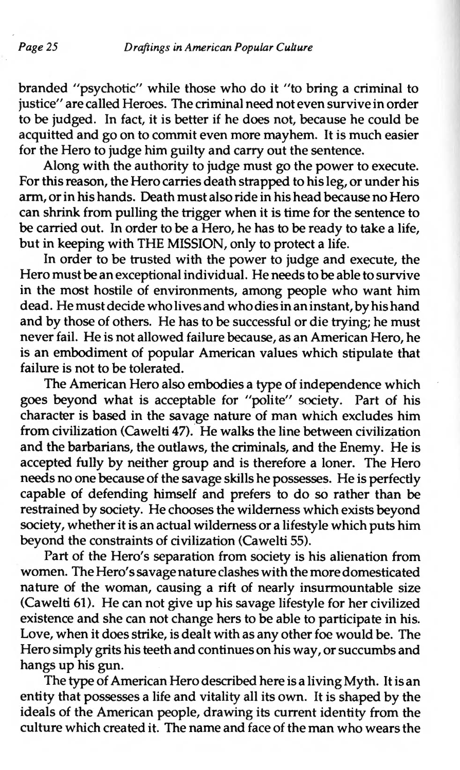branded "psychotic" while those who do it "to bring a criminal to justice" are called Heroes. The criminal need not even survive in order to be judged. In fact, it is better if he does not, because he could be acquitted and go on to commit even more mayhem. It is much easier for the Hero to judge him guilty and carry out the sentence.

Along with the authority to judge must go the power to execute. For this reason, the Hero carries death strapped to his leg, or under his arm, or in his hands. Death must also ride in his head because no Hero can shrink from pulling the trigger when it is time for the sentence to be carried out. In order to be a Hero, he has to be ready to take a life, but in keeping with THE MISSION, only to protect a life.

In order to be trusted with the power to judge and execute, the Hero must be an exceptional individual. He needs to be able to survive in the most hostile of environments, among people who want him dead. He must decide who lives and who dies in an instant, by his hand and by those of others. He has to be successful or die trying; he must never fail. He is not allowed failure because, as an American Hero, he is an embodiment of popular American values which stipulate that failure is not to be tolerated.

The American Hero also embodies a type of independence which goes beyond what is acceptable for "polite" society. Part of his character is based in the savage nature of man which excludes him from civilization (Cawelti 47). He walks the line between civilization and the barbarians, the outlaws, the criminals, and the Enemy. He is accepted fully by neither group and is therefore a loner. The Hero needs no one because of the savage skills he possesses. He is perfectly capable of defending himself and prefers to do so rather than be restrained by society. He chooses the wilderness which exists beyond society, whether it is an actual wilderness or a lifestyle which puts him beyond the constraints of civilization (Cawelti 55).

Part of the Hero's separation from society is his alienation from women. The Hero's savage nature clashes with the more domesticated nature of the woman, causing a rift of nearly insurmountable size (Cawelti 61). He can not give up his savage lifestyle for her civilized existence and she can not change hers to be able to participate in his. Love, when it does strike, is dealt with as any other foe would be. The Hero simply grits his teeth and continues on his way, or succumbs and hangs up his gun.

The type of American Hero described here is a living Myth. It is an entity that possesses a life and vitality all its own. It is shaped by the ideals of the American people, drawing its current identity from the culture which created it. The name and face of the man who wears the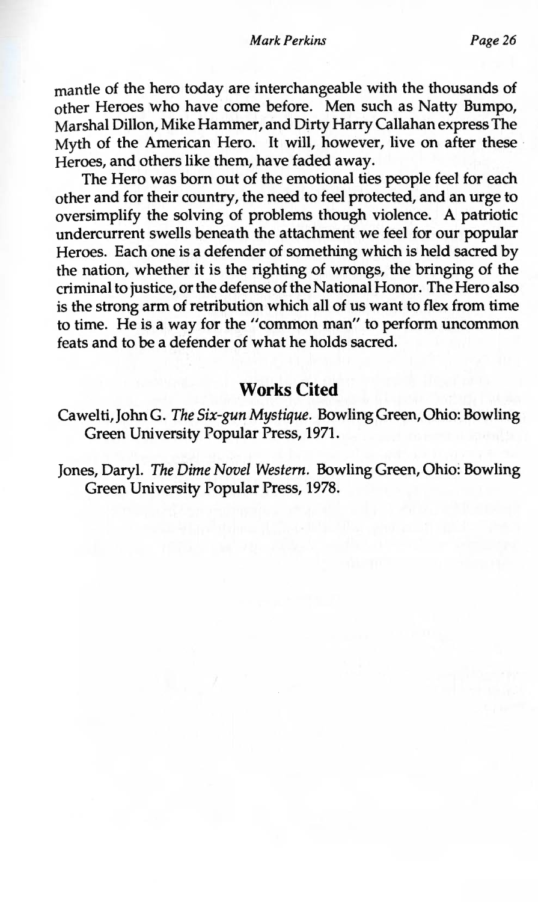mantle of the hero today are interchangeable with the thousands of other Heroes who have come before. Men such as Natty Bumpo, Marshal Dillon, Mike Hammer, and Dirty Harry Callahan express The Myth of the American Hero. It will, however, live on after these Heroes, and others like them, have faded away.

The Hero was born out of the emotional ties people feel for each other and for their country, the need to feel protected, and an urge to oversimplify the solving of problems though violence. A patriotic undercurrent swells beneath the attachment we feel for our popular Heroes. Each one is a defender of something which is held sacred by the nation, whether it is the righting of wrongs, the bringing of the criminal to justice, or the defense of the National Honor. The Hero also is the strong arm of retribution which all of us want to flex from time to time. He is a way for the "common man" to perform uncommon feats and to be a defender of what he holds sacred.

## Works Cited

Cawelti, John G. *The Six-gun Mystique.* Bowling Green, Ohio: Bowling Green University Popular Press, 1971.

Jones, Daryl. *The Dime Novel Western.* Bowling Green, Ohio: Bowling Green University Popular Press, 1978.